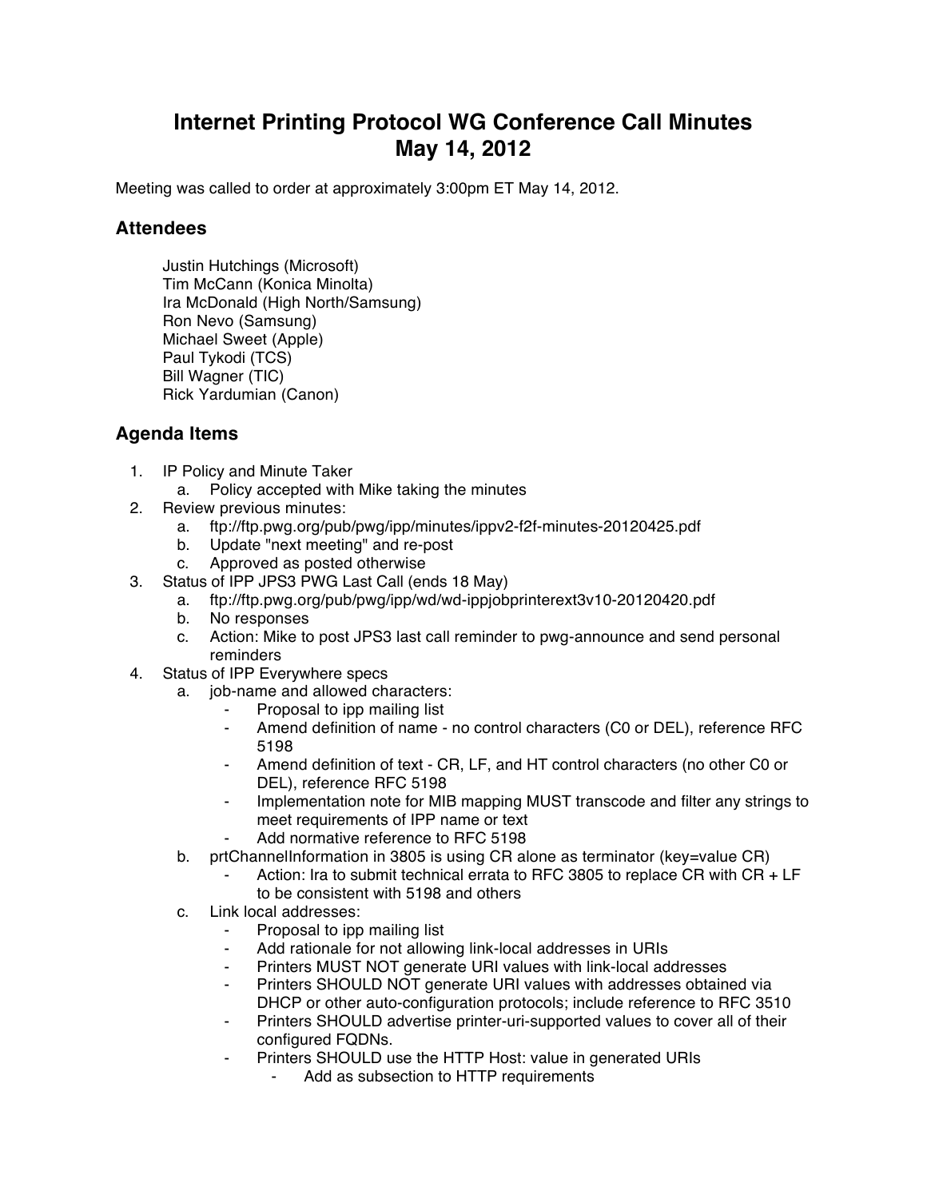# Internet Printing Protocol WG Conference Call Minutes May 14, 2012

Meeting was called to order at approximately 3:00pm ET May 14, 2012.

## Attendees

Justin Hutchings (Microsoft)
Tim McCann (Konica Minolta)
Ira McDonald (High North/Samsung)
Ron Nevo (Samsung)
Michael Sweet (Apple)
Paul Tykodi (TCS)
Bill Wagner (TIC)
Rick Yardumian (Canon)

## Agenda Items

1. IP Policy and Minute Taker
   a. Policy accepted with Mike taking the minutes
2. Review previous minutes:
   a. ftp://ftp.pwg.org/pub/pwg/ipp/minutes/ippv2-f2f-minutes-20120425.pdf
   b. Update "next meeting" and re-post
   c. Approved as posted otherwise
3. Status of IPP JPS3 PWG Last Call (ends 18 May)
   a. ftp://ftp.pwg.org/pub/pwg/ipp/wd/wd-ippjobprinterext3v10-20120420.pdf
   b. No responses
   c. Action: Mike to post JPS3 last call reminder to pwg-announce and send personal reminders
4. Status of IPP Everywhere specs
   a. job-name and allowed characters:
      - Proposal to ipp mailing list
      - Amend definition of name - no control characters (C0 or DEL), reference RFC 5198
      - Amend definition of text - CR, LF, and HT control characters (no other C0 or DEL), reference RFC 5198
      - Implementation note for MIB mapping MUST transcode and filter any strings to meet requirements of IPP name or text
      - Add normative reference to RFC 5198
   b. prtChannelInformation in 3805 is using CR alone as terminator (key=value CR)
      - Action: Ira to submit technical errata to RFC 3805 to replace CR with CR + LF to be consistent with 5198 and others
   c. Link local addresses:
      - Proposal to ipp mailing list
      - Add rationale for not allowing link-local addresses in URIs
      - Printers MUST NOT generate URI values with link-local addresses
      - Printers SHOULD NOT generate URI values with addresses obtained via DHCP or other auto-configuration protocols; include reference to RFC 3510
      - Printers SHOULD advertise printer-uri-supported values to cover all of their configured FQDNs.
      - Printers SHOULD use the HTTP Host: value in generated URIs
        - Add as subsection to HTTP requirements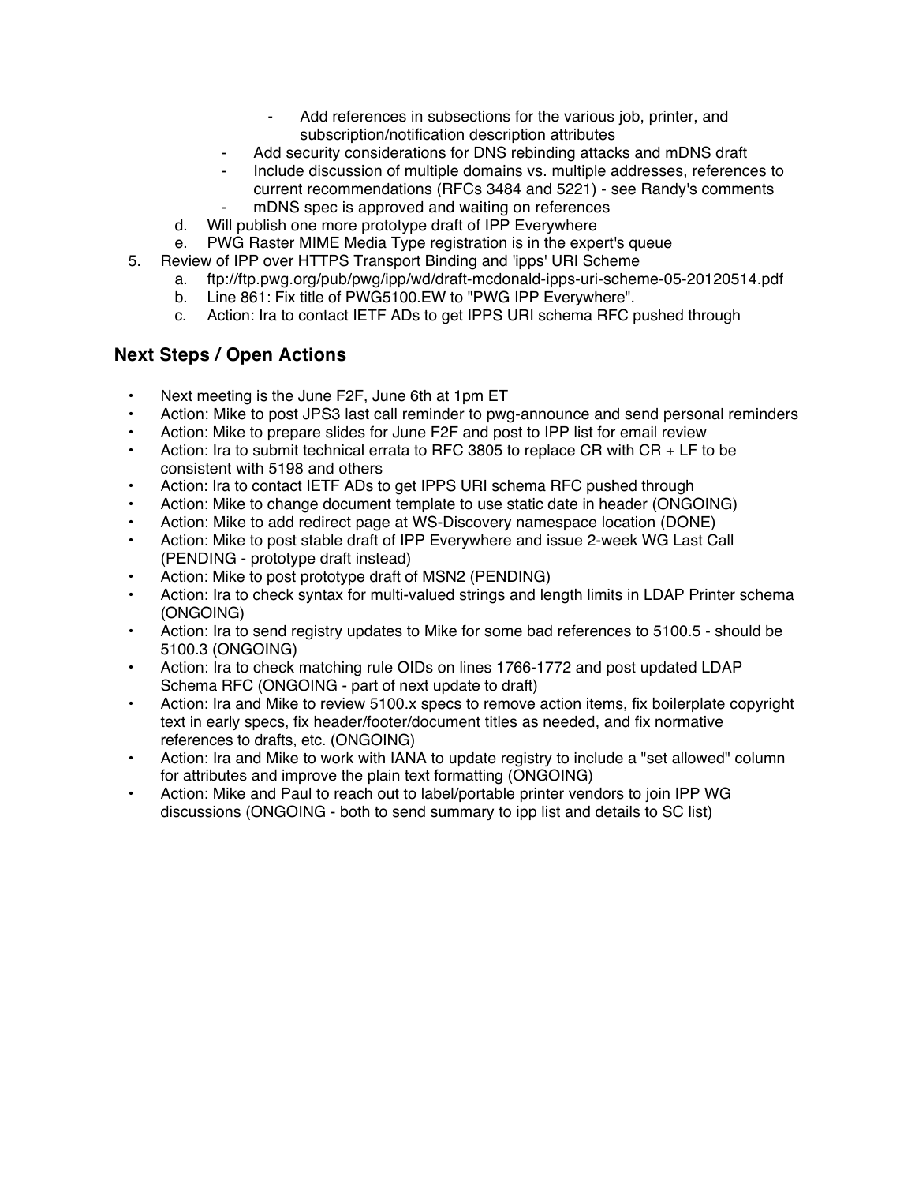- Add references in subsections for the various job, printer, and subscription/notification description attributes
    - Add security considerations for DNS rebinding attacks and mDNS draft
    - Include discussion of multiple domains vs. multiple addresses, references to current recommendations (RFCs 3484 and 5221) - see Randy's comments
    - mDNS spec is approved and waiting on references
  d. Will publish one more prototype draft of IPP Everywhere
  e. PWG Raster MIME Media Type registration is in the expert's queue

5. Review of IPP over HTTPS Transport Binding and 'ipps' URI Scheme
   a. ftp://ftp.pwg.org/pub/pwg/ipp/wd/draft-mcdonald-ipps-uri-scheme-05-20120514.pdf
   b. Line 861: Fix title of PWG5100.EW to "PWG IPP Everywhere".
   c. Action: Ira to contact IETF ADs to get IPPS URI schema RFC pushed through

## Next Steps / Open Actions

- Next meeting is the June F2F, June 6th at 1pm ET
- Action: Mike to post JPS3 last call reminder to pwg-announce and send personal reminders
- Action: Mike to prepare slides for June F2F and post to IPP list for email review
- Action: Ira to submit technical errata to RFC 3805 to replace CR with CR + LF to be consistent with 5198 and others
- Action: Ira to contact IETF ADs to get IPPS URI schema RFC pushed through
- Action: Mike to change document template to use static date in header (ONGOING)
- Action: Mike to add redirect page at WS-Discovery namespace location (DONE)
- Action: Mike to post stable draft of IPP Everywhere and issue 2-week WG Last Call (PENDING - prototype draft instead)
- Action: Mike to post prototype draft of MSN2 (PENDING)
- Action: Ira to check syntax for multi-valued strings and length limits in LDAP Printer schema (ONGOING)
- Action: Ira to send registry updates to Mike for some bad references to 5100.5 - should be 5100.3 (ONGOING)
- Action: Ira to check matching rule OIDs on lines 1766-1772 and post updated LDAP Schema RFC (ONGOING - part of next update to draft)
- Action: Ira and Mike to review 5100.x specs to remove action items, fix boilerplate copyright text in early specs, fix header/footer/document titles as needed, and fix normative references to drafts, etc. (ONGOING)
- Action: Ira and Mike to work with IANA to update registry to include a "set allowed" column for attributes and improve the plain text formatting (ONGOING)
- Action: Mike and Paul to reach out to label/portable printer vendors to join IPP WG discussions (ONGOING - both to send summary to ipp list and details to SC list)